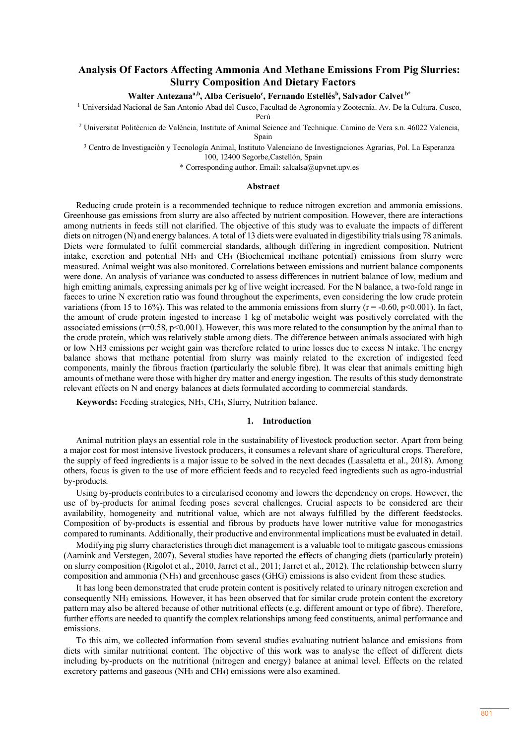# Analysis Of Factors Affecting Ammonia And Methane Emissions From Pig Slurries: Slurry Composition And Dietary Factors

**Walter Antezana[a,b], Alba Cerisuelo[c], Fernando Estellés[b], Salvador Calvet[b*]**

[1] Universidad Nacional de San Antonio Abad del Cusco, Facultad de Agronomía y Zootecnia. Av. De la Cultura. Cusco, Perú

[2] Universitat Politècnica de València, Institute of Animal Science and Technique. Camino de Vera s.n. 46022 Valencia, Spain

[3] Centro de Investigación y Tecnología Animal, Instituto Valenciano de Investigaciones Agrarias, Pol. La Esperanza 100, 12400 Segorbe,Castellón, Spain

\* Corresponding author. Email: salcalsa@upvnet.upv.es

## Abstract

Reducing crude protein is a recommended technique to reduce nitrogen excretion and ammonia emissions. Greenhouse gas emissions from slurry are also affected by nutrient composition. However, there are interactions among nutrients in feeds still not clarified. The objective of this study was to evaluate the impacts of different diets on nitrogen (N) and energy balances. A total of 13 diets were evaluated in digestibility trials using 78 animals. Diets were formulated to fulfil commercial standards, although differing in ingredient composition. Nutrient intake, excretion and potential $NH_3$ and $CH_4$ (Biochemical methane potential) emissions from slurry were measured. Animal weight was also monitored. Correlations between emissions and nutrient balance components were done. An analysis of variance was conducted to assess differences in nutrient balance of low, medium and high emitting animals, expressing animals per kg of live weight increased. For the N balance, a two-fold range in faeces to urine N excretion ratio was found throughout the experiments, even considering the low crude protein variations (from 15 to 16%). This was related to the ammonia emissions from slurry ($r = -0.60$, $p<0.001$). In fact, the amount of crude protein ingested to increase 1 kg of metabolic weight was positively correlated with the associated emissions ($r=0.58$, $p<0.001$). However, this was more related to the consumption by the animal than to the crude protein, which was relatively stable among diets. The difference between animals associated with high or low NH3 emissions per weight gain was therefore related to urine losses due to excess N intake. The energy balance shows that methane potential from slurry was mainly related to the excretion of indigested feed components, mainly the fibrous fraction (particularly the soluble fibre). It was clear that animals emitting high amounts of methane were those with higher dry matter and energy ingestion. The results of this study demonstrate relevant effects on N and energy balances at diets formulated according to commercial standards.

**Keywords:** Feeding strategies, $NH_3$, $CH_4$, Slurry, Nutrition balance.

## 1. Introduction

Animal nutrition plays an essential role in the sustainability of livestock production sector. Apart from being a major cost for most intensive livestock producers, it consumes a relevant share of agricultural crops. Therefore, the supply of feed ingredients is a major issue to be solved in the next decades (Lassaletta et al., 2018). Among others, focus is given to the use of more efficient feeds and to recycled feed ingredients such as agro-industrial by-products.

Using by-products contributes to a circularised economy and lowers the dependency on crops. However, the use of by-products for animal feeding poses several challenges. Crucial aspects to be considered are their availability, homogeneity and nutritional value, which are not always fulfilled by the different feedstocks. Composition of by-products is essential and fibrous by products have lower nutritive value for monogastrics compared to ruminants. Additionally, their productive and environmental implications must be evaluated in detail.

Modifying pig slurry characteristics through diet management is a valuable tool to mitigate gaseous emissions (Aarnink and Verstegen, 2007). Several studies have reported the effects of changing diets (particularly protein) on slurry composition (Rigolot et al., 2010, Jarret et al., 2011; Jarret et al., 2012). The relationship between slurry composition and ammonia ($NH_3$) and greenhouse gases (GHG) emissions is also evident from these studies.

It has long been demonstrated that crude protein content is positively related to urinary nitrogen excretion and consequently $NH_3$ emissions. However, it has been observed that for similar crude protein content the excretory pattern may also be altered because of other nutritional effects (e.g. different amount or type of fibre). Therefore, further efforts are needed to quantify the complex relationships among feed constituents, animal performance and emissions.

To this aim, we collected information from several studies evaluating nutrient balance and emissions from diets with similar nutritional content. The objective of this work was to analyse the effect of different diets including by-products on the nutritional (nitrogen and energy) balance at animal level. Effects on the related excretory patterns and gaseous ($NH_3$ and $CH_4$) emissions were also examined.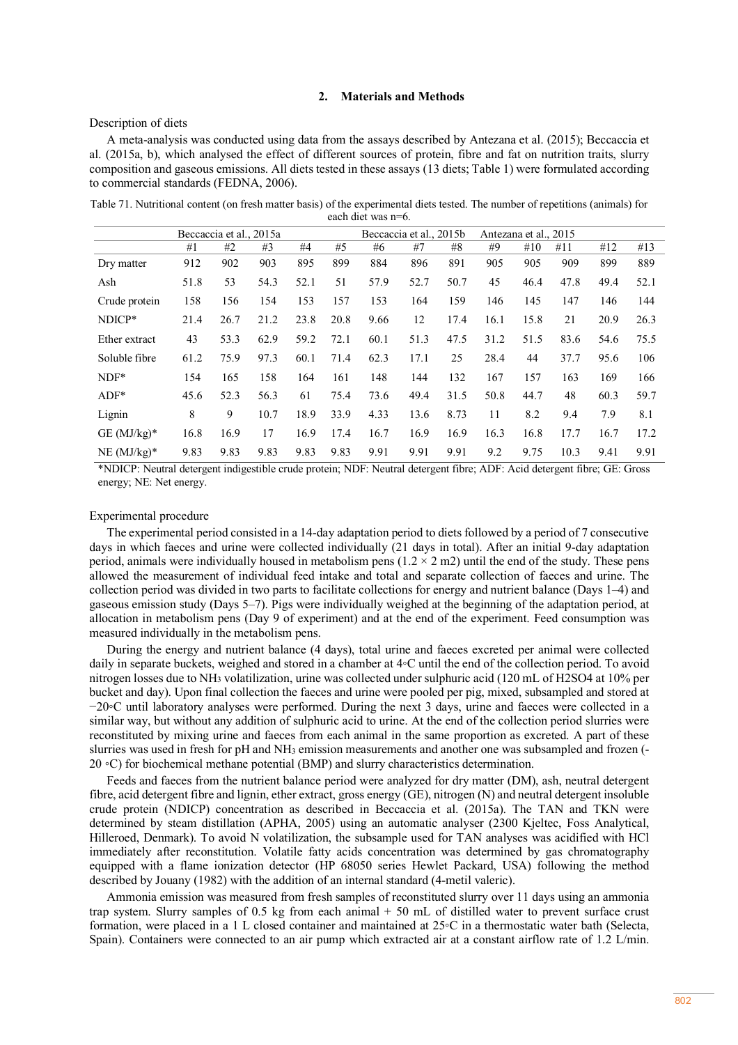## 2. Materials and Methods

Description of diets

A meta-analysis was conducted using data from the assays described by Antezana et al. (2015); Beccaccia et al. (2015a, b), which analysed the effect of different sources of protein, fibre and fat on nutrition traits, slurry composition and gaseous emissions. All diets tested in these assays (13 diets; Table 1) were formulated according to commercial standards (FEDNA, 2006).

Table 71. Nutritional content (on fresh matter basis) of the experimental diets tested. The number of repetitions (animals) for each diet was n=6.

| | Beccaccia et al., 2015a | | | | | Beccaccia et al., 2015b | | | Antezana et al., 2015 | | | | |
|---|---|---|---|---|---|---|---|---|---|---|---|---|---|
| | #1 | #2 | #3 | #4 | #5 | #6 | #7 | #8 | #9 | #10 | #11 | #12 | #13 |
| Dry matter | 912 | 902 | 903 | 895 | 899 | 884 | 896 | 891 | 905 | 905 | 909 | 899 | 889 |
| Ash | 51.8 | 53 | 54.3 | 52.1 | 51 | 57.9 | 52.7 | 50.7 | 45 | 46.4 | 47.8 | 49.4 | 52.1 |
| Crude protein | 158 | 156 | 154 | 153 | 157 | 153 | 164 | 159 | 146 | 145 | 147 | 146 | 144 |
| NDICP* | 21.4 | 26.7 | 21.2 | 23.8 | 20.8 | 9.66 | 12 | 17.4 | 16.1 | 15.8 | 21 | 20.9 | 26.3 |
| Ether extract | 43 | 53.3 | 62.9 | 59.2 | 72.1 | 60.1 | 51.3 | 47.5 | 31.2 | 51.5 | 83.6 | 54.6 | 75.5 |
| Soluble fibre | 61.2 | 75.9 | 97.3 | 60.1 | 71.4 | 62.3 | 17.1 | 25 | 28.4 | 44 | 37.7 | 95.6 | 106 |
| NDF* | 154 | 165 | 158 | 164 | 161 | 148 | 144 | 132 | 167 | 157 | 163 | 169 | 166 |
| ADF* | 45.6 | 52.3 | 56.3 | 61 | 75.4 | 73.6 | 49.4 | 31.5 | 50.8 | 44.7 | 48 | 60.3 | 59.7 |
| Lignin | 8 | 9 | 10.7 | 18.9 | 33.9 | 4.33 | 13.6 | 8.73 | 11 | 8.2 | 9.4 | 7.9 | 8.1 |
| GE (MJ/kg)* | 16.8 | 16.9 | 17 | 16.9 | 17.4 | 16.7 | 16.9 | 16.9 | 16.3 | 16.8 | 17.7 | 16.7 | 17.2 |
| NE (MJ/kg)* | 9.83 | 9.83 | 9.83 | 9.83 | 9.83 | 9.91 | 9.91 | 9.91 | 9.2 | 9.75 | 10.3 | 9.41 | 9.91 |

*NDICP: Neutral detergent indigestible crude protein; NDF: Neutral detergent fibre; ADF: Acid detergent fibre; GE: Gross energy; NE: Net energy.

Experimental procedure

The experimental period consisted in a 14-day adaptation period to diets followed by a period of 7 consecutive days in which faeces and urine were collected individually (21 days in total). After an initial 9-day adaptation period, animals were individually housed in metabolism pens (1.2 × 2 m2) until the end of the study. These pens allowed the measurement of individual feed intake and total and separate collection of faeces and urine. The collection period was divided in two parts to facilitate collections for energy and nutrient balance (Days 1–4) and gaseous emission study (Days 5–7). Pigs were individually weighed at the beginning of the adaptation period, at allocation in metabolism pens (Day 9 of experiment) and at the end of the experiment. Feed consumption was measured individually in the metabolism pens.

During the energy and nutrient balance (4 days), total urine and faeces excreted per animal were collected daily in separate buckets, weighed and stored in a chamber at 4◦C until the end of the collection period. To avoid nitrogen losses due to $NH_3$ volatilization, urine was collected under sulphuric acid (120 mL of $H_2SO_4$ at 10% per bucket and day). Upon final collection the faeces and urine were pooled per pig, mixed, subsampled and stored at −20◦C until laboratory analyses were performed. During the next 3 days, urine and faeces were collected in a similar way, but without any addition of sulphuric acid to urine. At the end of the collection period slurries were reconstituted by mixing urine and faeces from each animal in the same proportion as excreted. A part of these slurries was used in fresh for pH and $NH_3$ emission measurements and another one was subsampled and frozen (-20 ◦C) for biochemical methane potential (BMP) and slurry characteristics determination.

Feeds and faeces from the nutrient balance period were analyzed for dry matter (DM), ash, neutral detergent fibre, acid detergent fibre and lignin, ether extract, gross energy (GE), nitrogen (N) and neutral detergent insoluble crude protein (NDICP) concentration as described in Beccaccia et al. (2015a). The TAN and TKN were determined by steam distillation (APHA, 2005) using an automatic analyser (2300 Kjeltec, Foss Analytical, Hilleroed, Denmark). To avoid N volatilization, the subsample used for TAN analyses was acidified with HCl immediately after reconstitution. Volatile fatty acids concentration was determined by gas chromatography equipped with a flame ionization detector (HP 68050 series Hewlet Packard, USA) following the method described by Jouany (1982) with the addition of an internal standard (4-metil valeric).

Ammonia emission was measured from fresh samples of reconstituted slurry over 11 days using an ammonia trap system. Slurry samples of 0.5 kg from each animal + 50 mL of distilled water to prevent surface crust formation, were placed in a 1 L closed container and maintained at 25◦C in a thermostatic water bath (Selecta, Spain). Containers were connected to an air pump which extracted air at a constant airflow rate of 1.2 L/min.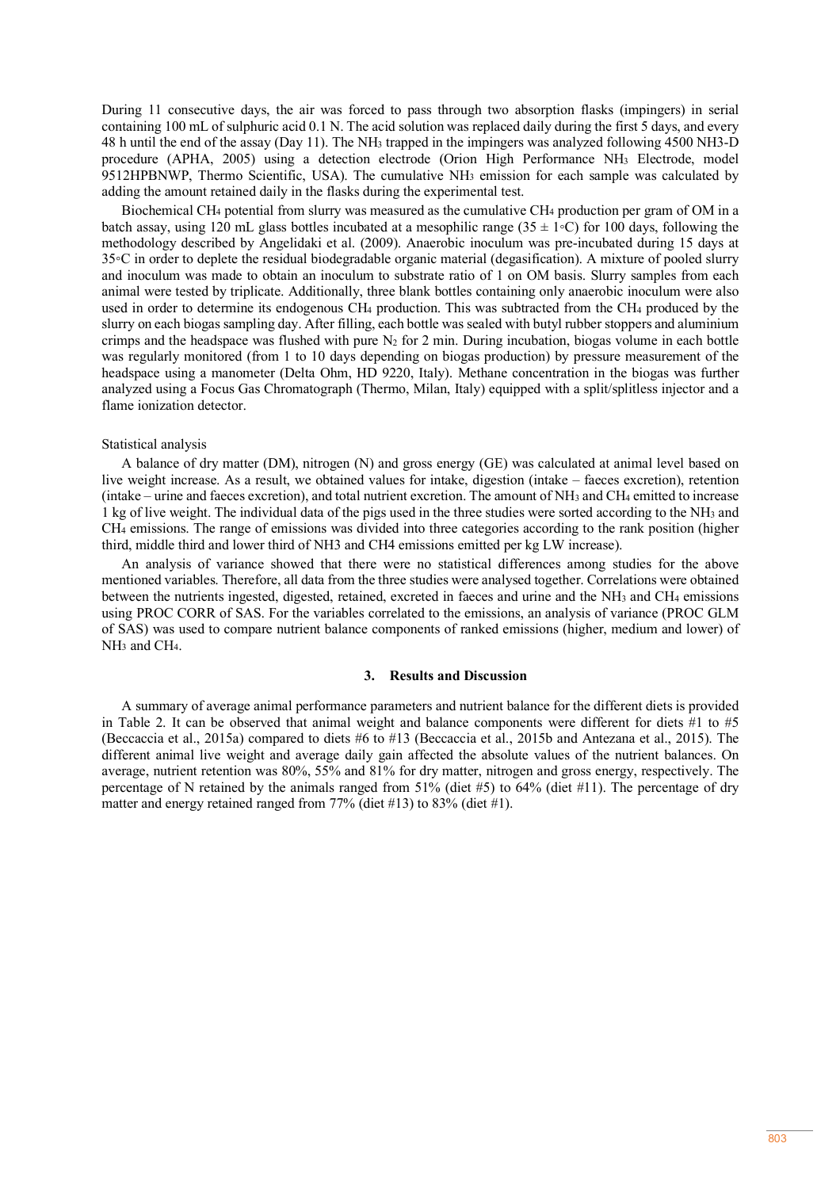During 11 consecutive days, the air was forced to pass through two absorption flasks (impingers) in serial containing 100 mL of sulphuric acid 0.1 N. The acid solution was replaced daily during the first 5 days, and every 48 h until the end of the assay (Day 11). The $NH_3$ trapped in the impingers was analyzed following 4500 NH3-D procedure (APHA, 2005) using a detection electrode (Orion High Performance $NH_3$ Electrode, model 9512HPBNWP, Thermo Scientific, USA). The cumulative $NH_3$ emission for each sample was calculated by adding the amount retained daily in the flasks during the experimental test.

Biochemical $CH_4$ potential from slurry was measured as the cumulative $CH_4$ production per gram of OM in a batch assay, using 120 mL glass bottles incubated at a mesophilic range (35 ± 1◦C) for 100 days, following the methodology described by Angelidaki et al. (2009). Anaerobic inoculum was pre-incubated during 15 days at 35◦C in order to deplete the residual biodegradable organic material (degasification). A mixture of pooled slurry and inoculum was made to obtain an inoculum to substrate ratio of 1 on OM basis. Slurry samples from each animal were tested by triplicate. Additionally, three blank bottles containing only anaerobic inoculum were also used in order to determine its endogenous $CH_4$ production. This was subtracted from the $CH_4$ produced by the slurry on each biogas sampling day. After filling, each bottle was sealed with butyl rubber stoppers and aluminium crimps and the headspace was flushed with pure $N_2$ for 2 min. During incubation, biogas volume in each bottle was regularly monitored (from 1 to 10 days depending on biogas production) by pressure measurement of the headspace using a manometer (Delta Ohm, HD 9220, Italy). Methane concentration in the biogas was further analyzed using a Focus Gas Chromatograph (Thermo, Milan, Italy) equipped with a split/splitless injector and a flame ionization detector.

Statistical analysis

A balance of dry matter (DM), nitrogen (N) and gross energy (GE) was calculated at animal level based on live weight increase. As a result, we obtained values for intake, digestion (intake – faeces excretion), retention (intake – urine and faeces excretion), and total nutrient excretion. The amount of $NH_3$ and $CH_4$ emitted to increase 1 kg of live weight. The individual data of the pigs used in the three studies were sorted according to the $NH_3$ and $CH_4$ emissions. The range of emissions was divided into three categories according to the rank position (higher third, middle third and lower third of NH3 and CH4 emissions emitted per kg LW increase).

An analysis of variance showed that there were no statistical differences among studies for the above mentioned variables. Therefore, all data from the three studies were analysed together. Correlations were obtained between the nutrients ingested, digested, retained, excreted in faeces and urine and the $NH_3$ and $CH_4$ emissions using PROC CORR of SAS. For the variables correlated to the emissions, an analysis of variance (PROC GLM of SAS) was used to compare nutrient balance components of ranked emissions (higher, medium and lower) of $NH_3$ and $CH_4$.

## 3. Results and Discussion

A summary of average animal performance parameters and nutrient balance for the different diets is provided in Table 2. It can be observed that animal weight and balance components were different for diets #1 to #5 (Beccaccia et al., 2015a) compared to diets #6 to #13 (Beccaccia et al., 2015b and Antezana et al., 2015). The different animal live weight and average daily gain affected the absolute values of the nutrient balances. On average, nutrient retention was 80%, 55% and 81% for dry matter, nitrogen and gross energy, respectively. The percentage of N retained by the animals ranged from 51% (diet #5) to 64% (diet #11). The percentage of dry matter and energy retained ranged from 77% (diet #13) to 83% (diet #1).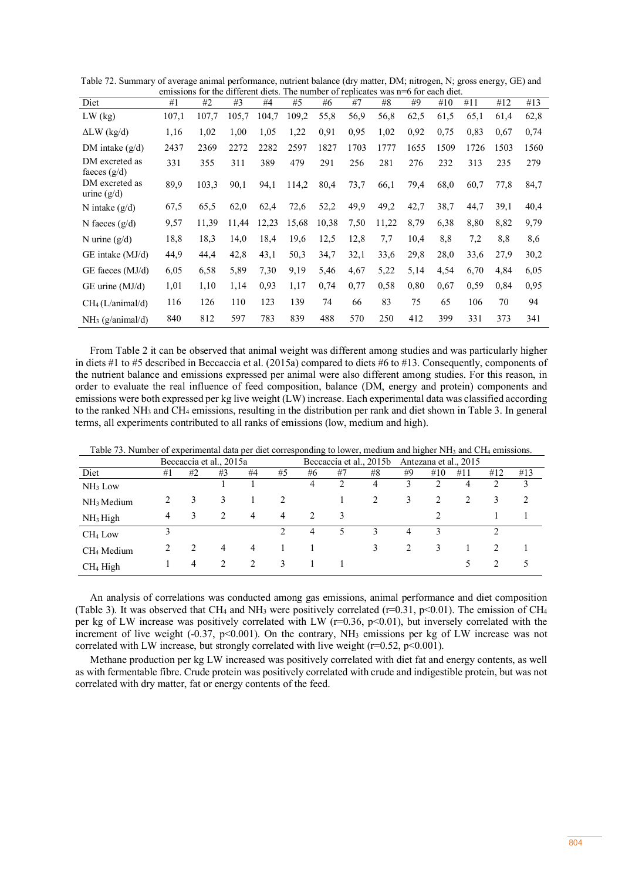Table 72. Summary of average animal performance, nutrient balance (dry matter, DM; nitrogen, N; gross energy, GE) and emissions for the different diets. The number of replicates was n=6 for each diet.

| Diet | #1 | #2 | #3 | #4 | #5 | #6 | #7 | #8 | #9 | #10 | #11 | #12 | #13 |
|---|---|---|---|---|---|---|---|---|---|---|---|---|---|
| LW (kg) | 107,1 | 107,7 | 105,7 | 104,7 | 109,2 | 55,8 | 56,9 | 56,8 | 62,5 | 61,5 | 65,1 | 61,4 | 62,8 |
| ΔLW (kg/d) | 1,16 | 1,02 | 1,00 | 1,05 | 1,22 | 0,91 | 0,95 | 1,02 | 0,92 | 0,75 | 0,83 | 0,67 | 0,74 |
| DM intake (g/d) | 2437 | 2369 | 2272 | 2282 | 2597 | 1827 | 1703 | 1777 | 1655 | 1509 | 1726 | 1503 | 1560 |
| DM excreted as faeces (g/d) | 331 | 355 | 311 | 389 | 479 | 291 | 256 | 281 | 276 | 232 | 313 | 235 | 279 |
| DM excreted as urine (g/d) | 89,9 | 103,3 | 90,1 | 94,1 | 114,2 | 80,4 | 73,7 | 66,1 | 79,4 | 68,0 | 60,7 | 77,8 | 84,7 |
| N intake (g/d) | 67,5 | 65,5 | 62,0 | 62,4 | 72,6 | 52,2 | 49,9 | 49,2 | 42,7 | 38,7 | 44,7 | 39,1 | 40,4 |
| N faeces (g/d) | 9,57 | 11,39 | 11,44 | 12,23 | 15,68 | 10,38 | 7,50 | 11,22 | 8,79 | 6,38 | 8,80 | 8,82 | 9,79 |
| N urine (g/d) | 18,8 | 18,3 | 14,0 | 18,4 | 19,6 | 12,5 | 12,8 | 7,7 | 10,4 | 8,8 | 7,2 | 8,8 | 8,6 |
| GE intake (MJ/d) | 44,9 | 44,4 | 42,8 | 43,1 | 50,3 | 34,7 | 32,1 | 33,6 | 29,8 | 28,0 | 33,6 | 27,9 | 30,2 |
| GE faeces (MJ/d) | 6,05 | 6,58 | 5,89 | 7,30 | 9,19 | 5,46 | 4,67 | 5,22 | 5,14 | 4,54 | 6,70 | 4,84 | 6,05 |
| GE urine (MJ/d) | 1,01 | 1,10 | 1,14 | 0,93 | 1,17 | 0,74 | 0,77 | 0,58 | 0,80 | 0,67 | 0,59 | 0,84 | 0,95 |
| $CH_4$ (L/animal/d) | 116 | 126 | 110 | 123 | 139 | 74 | 66 | 83 | 75 | 65 | 106 | 70 | 94 |
| $NH_3$ (g/animal/d) | 840 | 812 | 597 | 783 | 839 | 488 | 570 | 250 | 412 | 399 | 331 | 373 | 341 |

From Table 2 it can be observed that animal weight was different among studies and was particularly higher in diets #1 to #5 described in Beccaccia et al. (2015a) compared to diets #6 to #13. Consequently, components of the nutrient balance and emissions expressed per animal were also different among studies. For this reason, in order to evaluate the real influence of feed composition, balance (DM, energy and protein) components and emissions were both expressed per kg live weight (LW) increase. Each experimental data was classified according to the ranked $NH_3$ and $CH_4$ emissions, resulting in the distribution per rank and diet shown in Table 3. In general terms, all experiments contributed to all ranks of emissions (low, medium and high).

Table 73. Number of experimental data per diet corresponding to lower, medium and higher $NH_3$ and $CH_4$ emissions.

| | Beccaccia et al., 2015a | | | | | Beccaccia et al., 2015b | | | Antezana et al., 2015 | | | | |
|---|---|---|---|---|---|---|---|---|---|---|---|---|---|
| Diet | #1 | #2 | #3 | #4 | #5 | #6 | #7 | #8 | #9 | #10 | #11 | #12 | #13 |
| $NH_3$ Low | | | 1 | 1 | | 4 | 2 | 4 | 3 | 2 | 4 | 2 | 3 |
| $NH_3$ Medium | 2 | 3 | 3 | 1 | 2 | | 1 | 2 | 3 | 2 | 2 | 3 | 2 |
| $NH_3$ High | 4 | 3 | 2 | 4 | 4 | 2 | 3 | | | 2 | | 1 | 1 |
| $CH_4$ Low | 3 | | | | 2 | 4 | 5 | 3 | 4 | 3 | | 2 | |
| $CH_4$ Medium | 2 | 2 | 4 | 4 | 1 | 1 | | 3 | 2 | 3 | 1 | 2 | 1 |
| $CH_4$ High | 1 | 4 | 2 | 2 | 3 | 1 | 1 | | | | 5 | 2 | 5 |

An analysis of correlations was conducted among gas emissions, animal performance and diet composition (Table 3). It was observed that $CH_4$ and $NH_3$ were positively correlated ($r=0.31$, $p<0.01$). The emission of $CH_4$ per kg of LW increase was positively correlated with LW ($r=0.36$, $p<0.01$), but inversely correlated with the increment of live weight (-0.37, $p<0.001$). On the contrary, $NH_3$ emissions per kg of LW increase was not correlated with LW increase, but strongly correlated with live weight ($r=0.52$, $p<0.001$).

Methane production per kg LW increased was positively correlated with diet fat and energy contents, as well as with fermentable fibre. Crude protein was positively correlated with crude and indigestible protein, but was not correlated with dry matter, fat or energy contents of the feed.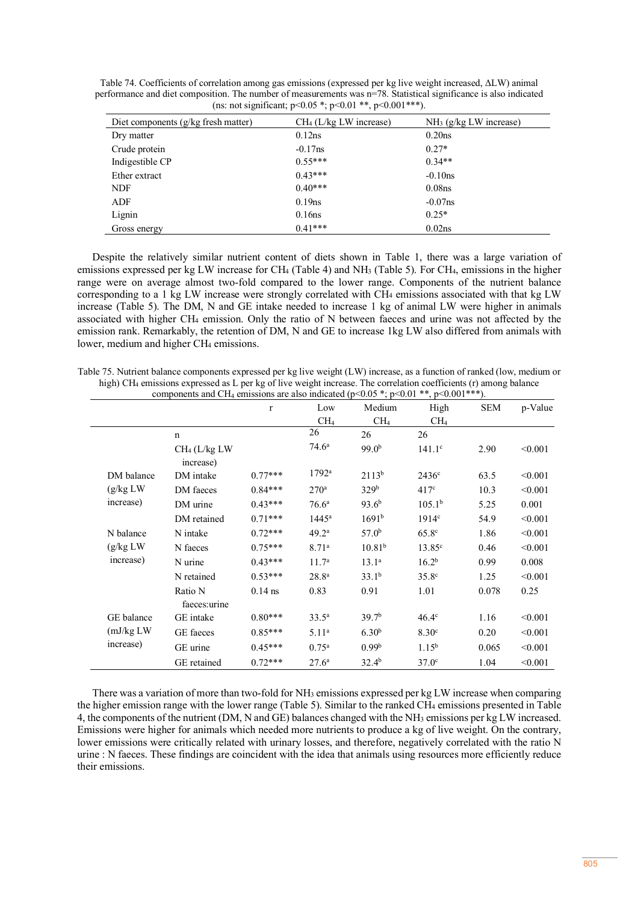Table 74. Coefficients of correlation among gas emissions (expressed per kg live weight increased, ΔLW) animal performance and diet composition. The number of measurements was n=78. Statistical significance is also indicated (ns: not significant; p<0.05 *; p<0.01 **, p<0.001***).

| Diet components (g/kg fresh matter) | $CH_4$ (L/kg LW increase) | $NH_3$ (g/kg LW increase) |
|---|---|---|
| Dry matter | 0.12ns | 0.20ns |
| Crude protein | -0.17ns | 0.27* |
| Indigestible CP | 0.55*** | 0.34** |
| Ether extract | 0.43*** | -0.10ns |
| NDF | 0.40*** | 0.08ns |
| ADF | 0.19ns | -0.07ns |
| Lignin | 0.16ns | 0.25* |
| Gross energy | 0.41*** | 0.02ns |

Despite the relatively similar nutrient content of diets shown in Table 1, there was a large variation of emissions expressed per kg LW increase for $CH_4$ (Table 4) and $NH_3$ (Table 5). For $CH_4$, emissions in the higher range were on average almost two-fold compared to the lower range. Components of the nutrient balance corresponding to a 1 kg LW increase were strongly correlated with $CH_4$ emissions associated with that kg LW increase (Table 5). The DM, N and GE intake needed to increase 1 kg of animal LW were higher in animals associated with higher $CH_4$ emission. Only the ratio of N between faeces and urine was not affected by the emission rank. Remarkably, the retention of DM, N and GE to increase 1kg LW also differed from animals with lower, medium and higher $CH_4$ emissions.

Table 75. Nutrient balance components expressed per kg live weight (LW) increase, as a function of ranked (low, medium or high) $CH_4$ emissions expressed as L per kg of live weight increase. The correlation coefficients (r) among balance components and $CH_4$ emissions are also indicated (p<0.05 *; p<0.01 **, p<0.001***).

| | | r | Low $CH_4$ | Medium $CH_4$ | High $CH_4$ | SEM | p-Value |
|---|---|---|---|---|---|---|---|
| | n | | 26 | 26 | 26 | | |
| | $CH_4$ (L/kg LW increase) | | 74.6[a] | 99.0[b] | 141.1[c] | 2.90 | <0.001 |
| DM balance (g/kg LW increase) | DM intake | 0.77*** | 1792[a] | 2113[b] | 2436[c] | 63.5 | <0.001 |
| | DM faeces | 0.84*** | 270[a] | 329[b] | 417[c] | 10.3 | <0.001 |
| | DM urine | 0.43*** | 76.6[a] | 93.6[b] | 105.1[b] | 5.25 | 0.001 |
| | DM retained | 0.71*** | 1445[a] | 1691[b] | 1914[c] | 54.9 | <0.001 |
| N balance (g/kg LW increase) | N intake | 0.72*** | 49.2[a] | 57.0[b] | 65.8[c] | 1.86 | <0.001 |
| | N faeces | 0.75*** | 8.71[a] | 10.81[b] | 13.85[c] | 0.46 | <0.001 |
| | N urine | 0.43*** | 11.7[a] | 13.1[a] | 16.2[b] | 0.99 | 0.008 |
| | N retained | 0.53*** | 28.8[a] | 33.1[b] | 35.8[c] | 1.25 | <0.001 |
| | Ratio N faeces:urine | 0.14 ns | 0.83 | 0.91 | 1.01 | 0.078 | 0.25 |
| GE balance (mJ/kg LW increase) | GE intake | 0.80*** | 33.5[a] | 39.7[b] | 46.4[c] | 1.16 | <0.001 |
| | GE faeces | 0.85*** | 5.11[a] | 6.30[b] | 8.30[c] | 0.20 | <0.001 |
| | GE urine | 0.45*** | 0.75[a] | 0.99[b] | 1.15[b] | 0.065 | <0.001 |
| | GE retained | 0.72*** | 27.6[a] | 32.4[b] | 37.0[c] | 1.04 | <0.001 |

There was a variation of more than two-fold for $NH_3$ emissions expressed per kg LW increase when comparing the higher emission range with the lower range (Table 5). Similar to the ranked $CH_4$ emissions presented in Table 4, the components of the nutrient (DM, N and GE) balances changed with the $NH_3$ emissions per kg LW increased. Emissions were higher for animals which needed more nutrients to produce a kg of live weight. On the contrary, lower emissions were critically related with urinary losses, and therefore, negatively correlated with the ratio N urine : N faeces. These findings are coincident with the idea that animals using resources more efficiently reduce their emissions.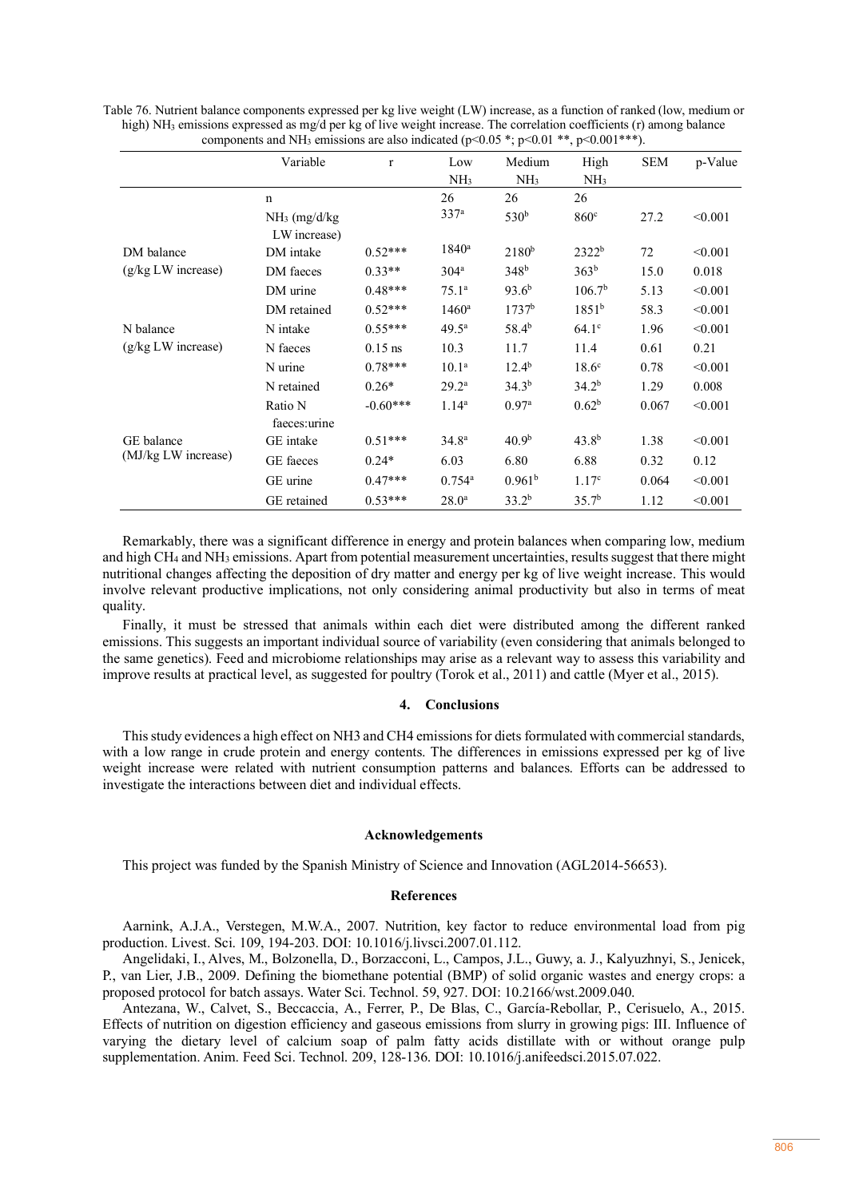Table 76. Nutrient balance components expressed per kg live weight (LW) increase, as a function of ranked (low, medium or high) $NH_3$ emissions expressed as mg/d per kg of live weight increase. The correlation coefficients (r) among balance components and $NH_3$ emissions are also indicated ($p<0.05$ *; $p<0.01$ **, $p<0.001$***).

| | Variable | r | Low $NH_3$ | Medium $NH_3$ | High $NH_3$ | SEM | p-Value |
|---|---|---|---|---|---|---|---|
| | n | | 26 | 26 | 26 | | |
| | $NH_3$ (mg/d/kg LW increase) | | 337[a] | 530[b] | 860[c] | 27.2 | <0.001 |
| DM balance (g/kg LW increase) | DM intake | 0.52*** | 1840[a] | 2180[b] | 2322[b] | 72 | <0.001 |
| | DM faeces | 0.33** | 304[a] | 348[b] | 363[b] | 15.0 | 0.018 |
| | DM urine | 0.48*** | 75.1[a] | 93.6[b] | 106.7[b] | 5.13 | <0.001 |
| | DM retained | 0.52*** | 1460[a] | 1737[b] | 1851[b] | 58.3 | <0.001 |
| N balance (g/kg LW increase) | N intake | 0.55*** | 49.5[a] | 58.4[b] | 64.1[c] | 1.96 | <0.001 |
| | N faeces | 0.15 ns | 10.3 | 11.7 | 11.4 | 0.61 | 0.21 |
| | N urine | 0.78*** | 10.1[a] | 12.4[b] | 18.6[c] | 0.78 | <0.001 |
| | N retained | 0.26* | 29.2[a] | 34.3[b] | 34.2[b] | 1.29 | 0.008 |
| | Ratio N faeces:urine | -0.60*** | 1.14[a] | 0.97[a] | 0.62[b] | 0.067 | <0.001 |
| GE balance (MJ/kg LW increase) | GE intake | 0.51*** | 34.8[a] | 40.9[b] | 43.8[b] | 1.38 | <0.001 |
| | GE faeces | 0.24* | 6.03 | 6.80 | 6.88 | 0.32 | 0.12 |
| | GE urine | 0.47*** | 0.754[a] | 0.961[b] | 1.17[c] | 0.064 | <0.001 |
| | GE retained | 0.53*** | 28.0[a] | 33.2[b] | 35.7[b] | 1.12 | <0.001 |

Remarkably, there was a significant difference in energy and protein balances when comparing low, medium and high $CH_4$ and $NH_3$ emissions. Apart from potential measurement uncertainties, results suggest that there might nutritional changes affecting the deposition of dry matter and energy per kg of live weight increase. This would involve relevant productive implications, not only considering animal productivity but also in terms of meat quality.

Finally, it must be stressed that animals within each diet were distributed among the different ranked emissions. This suggests an important individual source of variability (even considering that animals belonged to the same genetics). Feed and microbiome relationships may arise as a relevant way to assess this variability and improve results at practical level, as suggested for poultry (Torok et al., 2011) and cattle (Myer et al., 2015).

## 4. Conclusions

This study evidences a high effect on NH3 and CH4 emissions for diets formulated with commercial standards, with a low range in crude protein and energy contents. The differences in emissions expressed per kg of live weight increase were related with nutrient consumption patterns and balances. Efforts can be addressed to investigate the interactions between diet and individual effects.

## Acknowledgements

This project was funded by the Spanish Ministry of Science and Innovation (AGL2014-56653).

## References

Aarnink, A.J.A., Verstegen, M.W.A., 2007. Nutrition, key factor to reduce environmental load from pig production. Livest. Sci. 109, 194-203. DOI: 10.1016/j.livsci.2007.01.112.

Angelidaki, I., Alves, M., Bolzonella, D., Borzacconi, L., Campos, J.L., Guwy, a. J., Kalyuzhnyi, S., Jenicek, P., van Lier, J.B., 2009. Defining the biomethane potential (BMP) of solid organic wastes and energy crops: a proposed protocol for batch assays. Water Sci. Technol. 59, 927. DOI: 10.2166/wst.2009.040.

Antezana, W., Calvet, S., Beccaccia, A., Ferrer, P., De Blas, C., García-Rebollar, P., Cerisuelo, A., 2015. Effects of nutrition on digestion efficiency and gaseous emissions from slurry in growing pigs: III. Influence of varying the dietary level of calcium soap of palm fatty acids distillate with or without orange pulp supplementation. Anim. Feed Sci. Technol. 209, 128-136. DOI: 10.1016/j.anifeedsci.2015.07.022.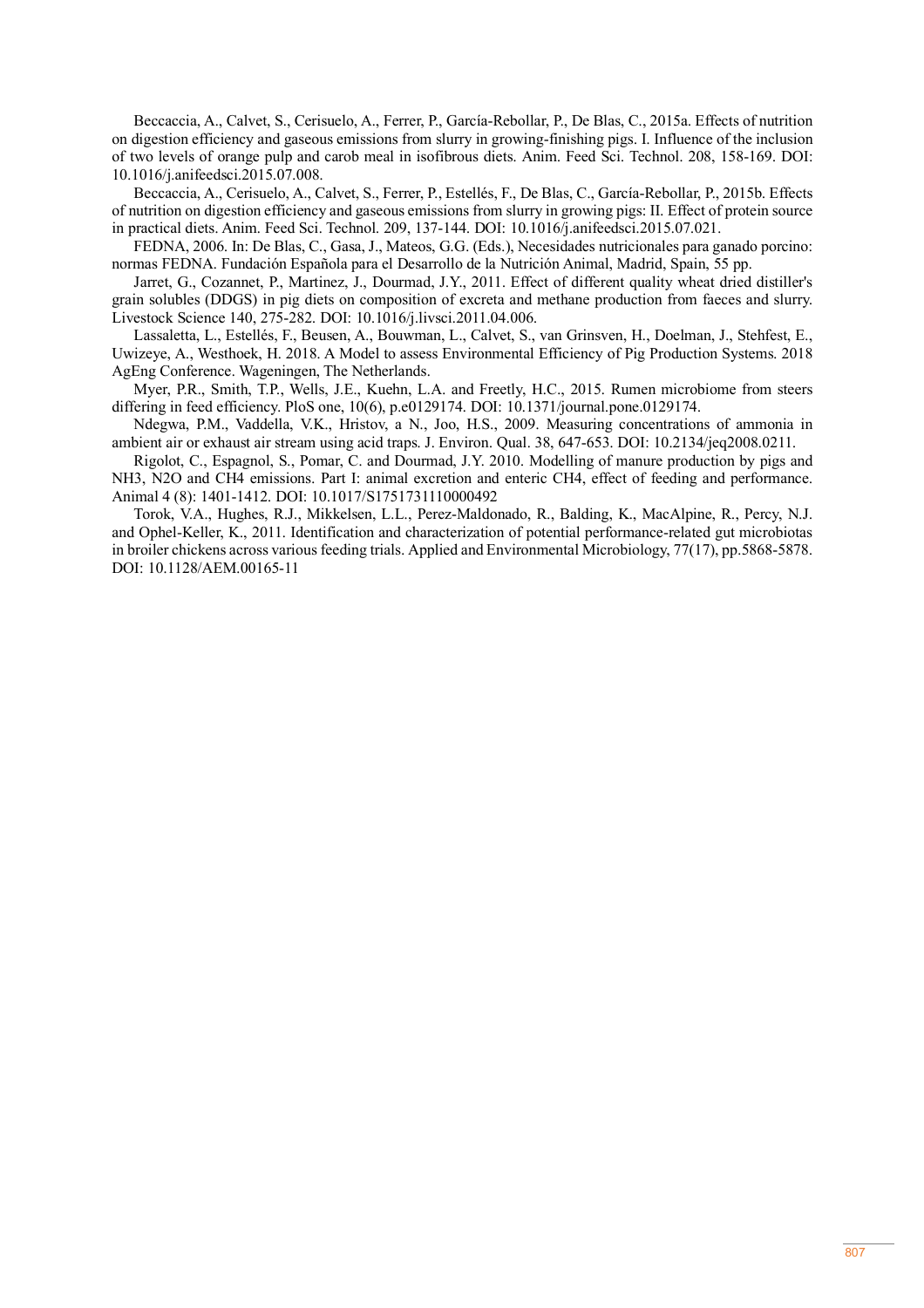Beccaccia, A., Calvet, S., Cerisuelo, A., Ferrer, P., García-Rebollar, P., De Blas, C., 2015a. Effects of nutrition on digestion efficiency and gaseous emissions from slurry in growing-finishing pigs. I. Influence of the inclusion of two levels of orange pulp and carob meal in isofibrous diets. Anim. Feed Sci. Technol. 208, 158-169. DOI: 10.1016/j.anifeedsci.2015.07.008.

Beccaccia, A., Cerisuelo, A., Calvet, S., Ferrer, P., Estellés, F., De Blas, C., García-Rebollar, P., 2015b. Effects of nutrition on digestion efficiency and gaseous emissions from slurry in growing pigs: II. Effect of protein source in practical diets. Anim. Feed Sci. Technol. 209, 137-144. DOI: 10.1016/j.anifeedsci.2015.07.021.

FEDNA, 2006. In: De Blas, C., Gasa, J., Mateos, G.G. (Eds.), Necesidades nutricionales para ganado porcino: normas FEDNA. Fundación Española para el Desarrollo de la Nutrición Animal, Madrid, Spain, 55 pp.

Jarret, G., Cozannet, P., Martinez, J., Dourmad, J.Y., 2011. Effect of different quality wheat dried distiller's grain solubles (DDGS) in pig diets on composition of excreta and methane production from faeces and slurry. Livestock Science 140, 275-282. DOI: 10.1016/j.livsci.2011.04.006.

Lassaletta, L., Estellés, F., Beusen, A., Bouwman, L., Calvet, S., van Grinsven, H., Doelman, J., Stehfest, E., Uwizeye, A., Westhoek, H. 2018. A Model to assess Environmental Efficiency of Pig Production Systems. 2018 AgEng Conference. Wageningen, The Netherlands.

Myer, P.R., Smith, T.P., Wells, J.E., Kuehn, L.A. and Freetly, H.C., 2015. Rumen microbiome from steers differing in feed efficiency. PloS one, 10(6), p.e0129174. DOI: 10.1371/journal.pone.0129174.

Ndegwa, P.M., Vaddella, V.K., Hristov, a N., Joo, H.S., 2009. Measuring concentrations of ammonia in ambient air or exhaust air stream using acid traps. J. Environ. Qual. 38, 647-653. DOI: 10.2134/jeq2008.0211.

Rigolot, C., Espagnol, S., Pomar, C. and Dourmad, J.Y. 2010. Modelling of manure production by pigs and NH3, N2O and CH4 emissions. Part I: animal excretion and enteric CH4, effect of feeding and performance. Animal 4 (8): 1401-1412. DOI: 10.1017/S1751731110000492

Torok, V.A., Hughes, R.J., Mikkelsen, L.L., Perez-Maldonado, R., Balding, K., MacAlpine, R., Percy, N.J. and Ophel-Keller, K., 2011. Identification and characterization of potential performance-related gut microbiotas in broiler chickens across various feeding trials. Applied and Environmental Microbiology, 77(17), pp.5868-5878. DOI: 10.1128/AEM.00165-11